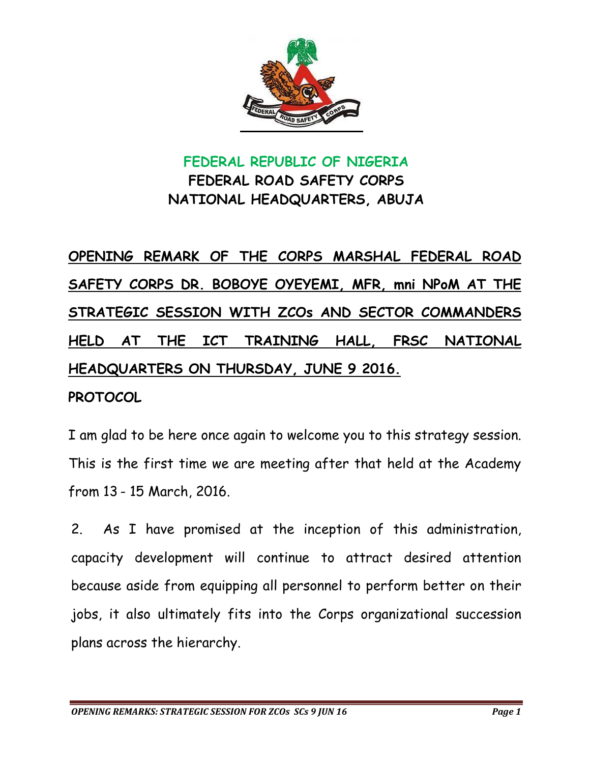**FEDERAL REPUBLIC OF NIGERIA**
**FEDERAL ROAD SAFETY CORPS**
**NATIONAL HEADQUARTERS, ABUJA**

# OPENING REMARK OF THE CORPS MARSHAL FEDERAL ROAD SAFETY CORPS DR. BOBOYE OYEYEMI, MFR, mni NPoM AT THE STRATEGIC SESSION WITH ZCOs AND SECTOR COMMANDERS HELD AT THE ICT TRAINING HALL, FRSC NATIONAL HEADQUARTERS ON THURSDAY, JUNE 9 2016.

**PROTOCOL**

I am glad to be here once again to welcome you to this strategy session. This is the first time we are meeting after that held at the Academy from 13 - 15 March, 2016.

2. As I have promised at the inception of this administration, capacity development will continue to attract desired attention because aside from equipping all personnel to perform better on their jobs, it also ultimately fits into the Corps organizational succession plans across the hierarchy.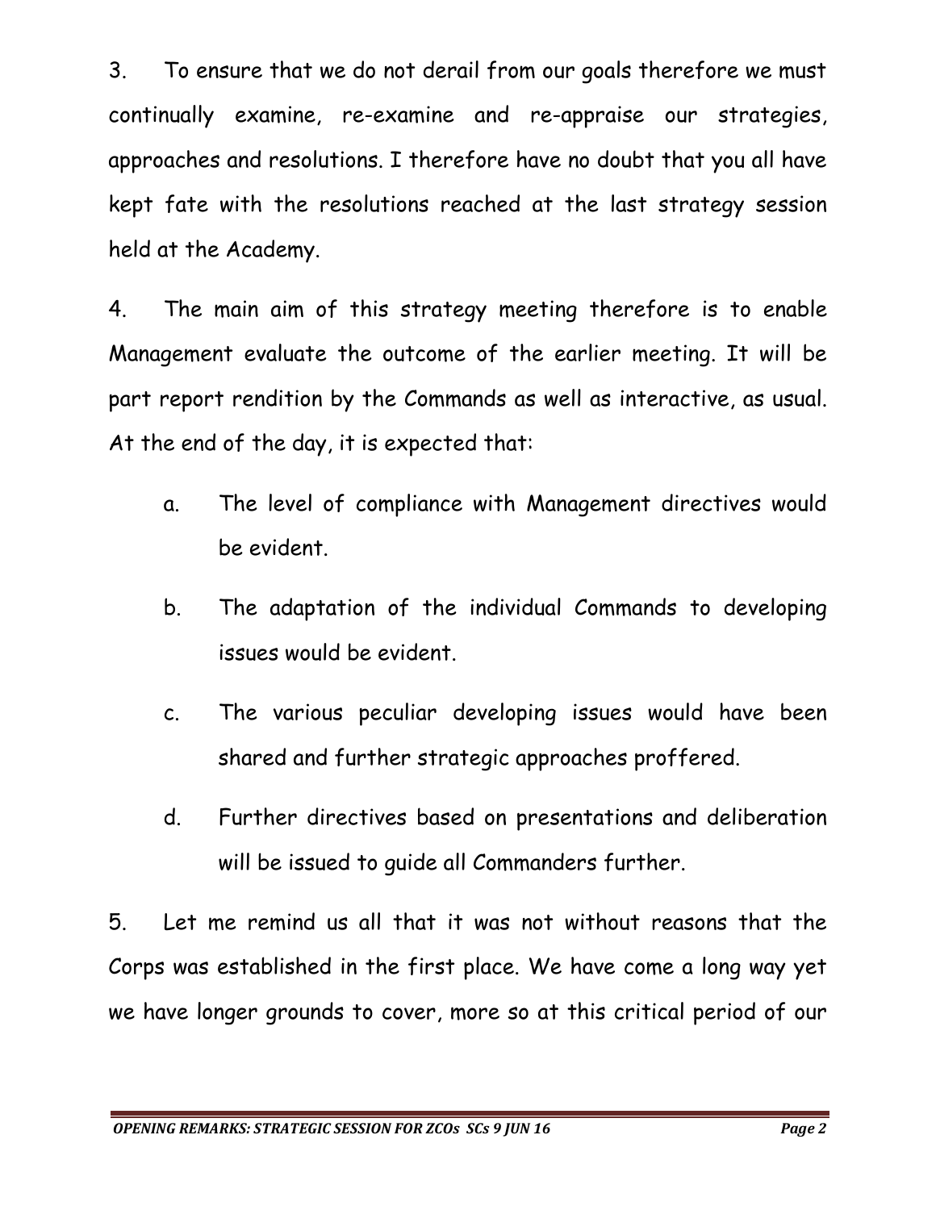3. To ensure that we do not derail from our goals therefore we must continually examine, re-examine and re-appraise our strategies, approaches and resolutions. I therefore have no doubt that you all have kept fate with the resolutions reached at the last strategy session held at the Academy.

4. The main aim of this strategy meeting therefore is to enable Management evaluate the outcome of the earlier meeting. It will be part report rendition by the Commands as well as interactive, as usual. At the end of the day, it is expected that:

a. The level of compliance with Management directives would be evident.

b. The adaptation of the individual Commands to developing issues would be evident.

c. The various peculiar developing issues would have been shared and further strategic approaches proffered.

d. Further directives based on presentations and deliberation will be issued to guide all Commanders further.

5. Let me remind us all that it was not without reasons that the Corps was established in the first place. We have come a long way yet we have longer grounds to cover, more so at this critical period of our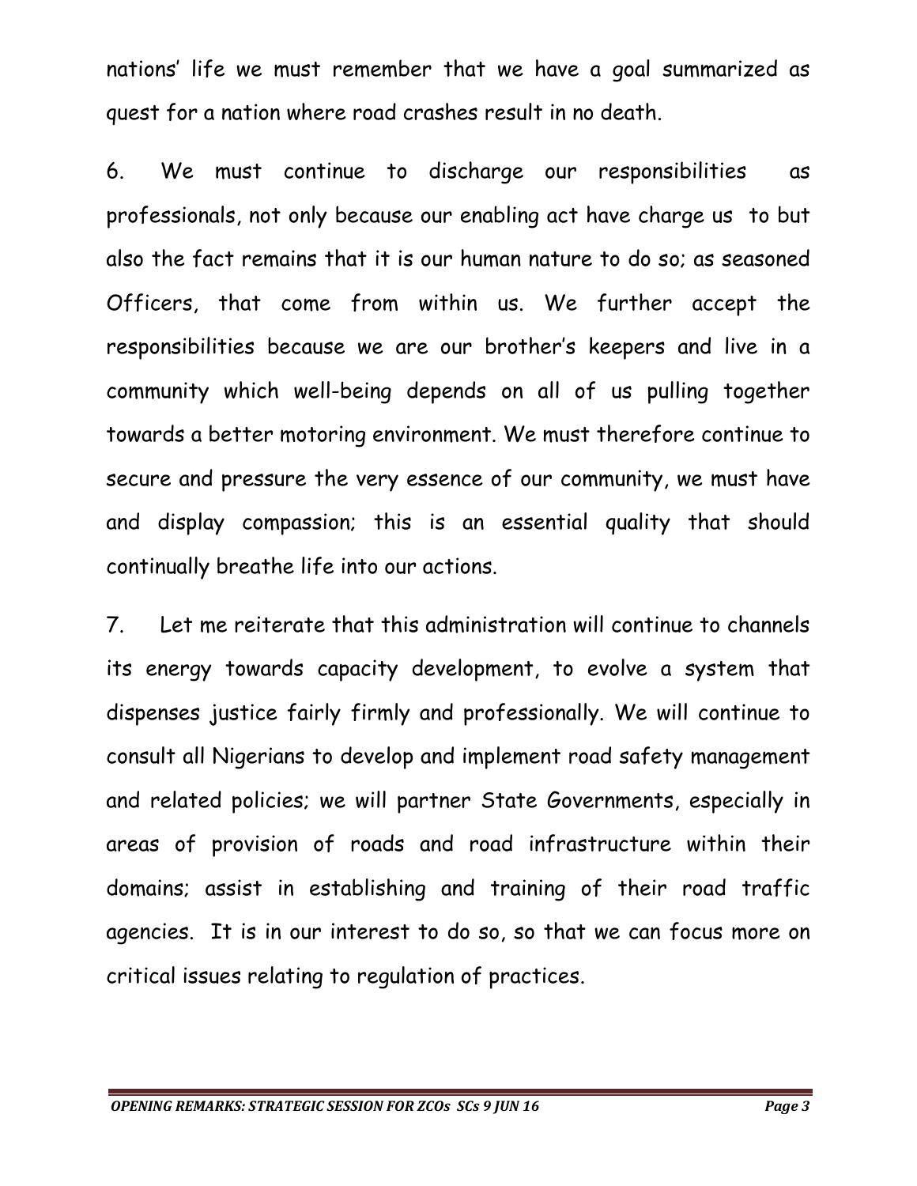nations' life we must remember that we have a goal summarized as quest for a nation where road crashes result in no death.

6. We must continue to discharge our responsibilities as professionals, not only because our enabling act have charge us to but also the fact remains that it is our human nature to do so; as seasoned Officers, that come from within us. We further accept the responsibilities because we are our brother's keepers and live in a community which well-being depends on all of us pulling together towards a better motoring environment. We must therefore continue to secure and pressure the very essence of our community, we must have and display compassion; this is an essential quality that should continually breathe life into our actions.

7. Let me reiterate that this administration will continue to channels its energy towards capacity development, to evolve a system that dispenses justice fairly firmly and professionally. We will continue to consult all Nigerians to develop and implement road safety management and related policies; we will partner State Governments, especially in areas of provision of roads and road infrastructure within their domains; assist in establishing and training of their road traffic agencies. It is in our interest to do so, so that we can focus more on critical issues relating to regulation of practices.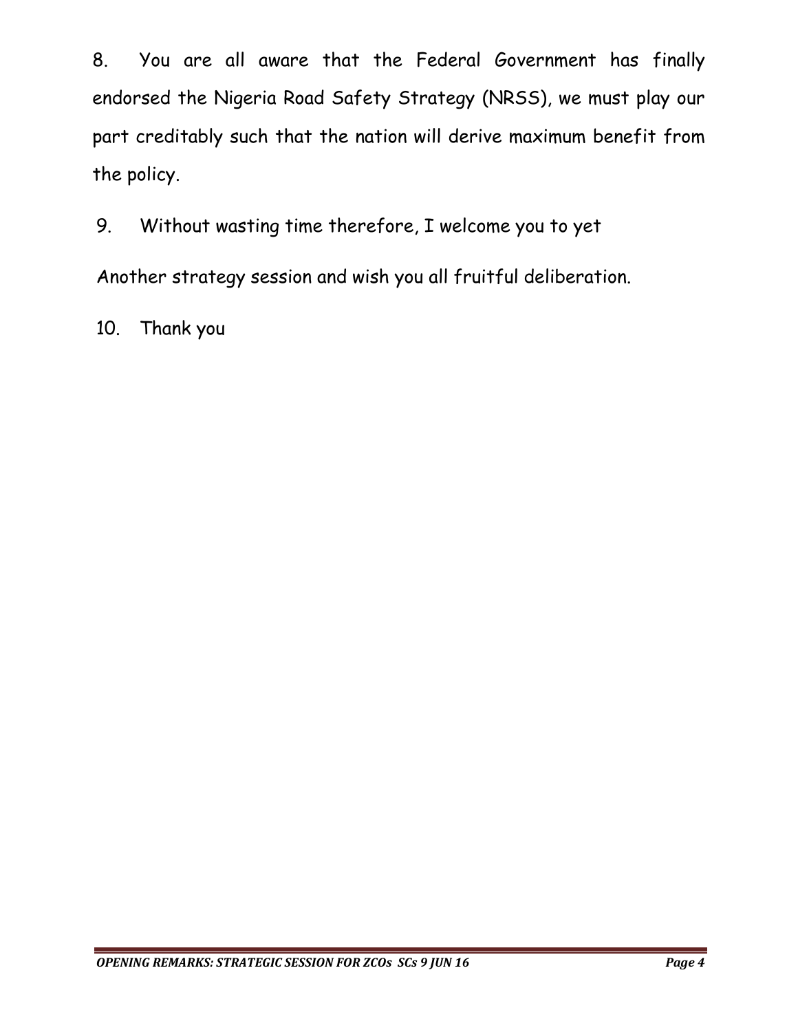8. You are all aware that the Federal Government has finally endorsed the Nigeria Road Safety Strategy (NRSS), we must play our part creditably such that the nation will derive maximum benefit from the policy.

9. Without wasting time therefore, I welcome you to yet Another strategy session and wish you all fruitful deliberation.

10. Thank you